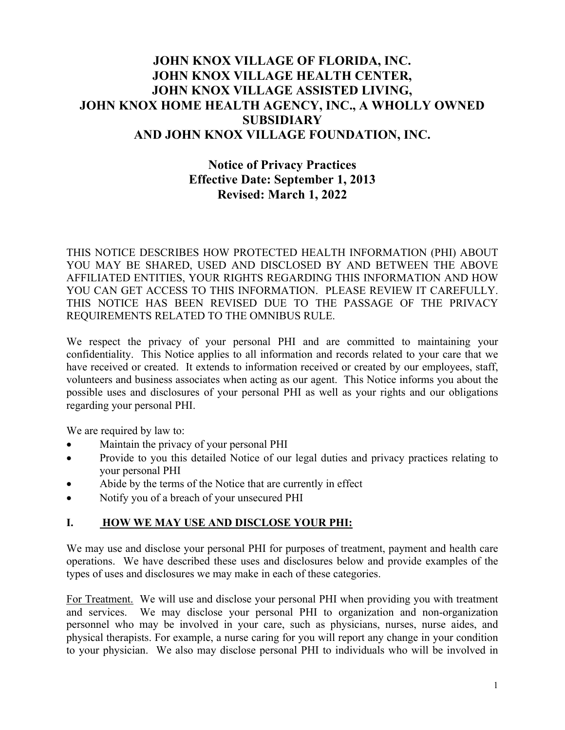# JOHN KNOX VILLAGE OF FLORIDA, INC.
# JOHN KNOX VILLAGE HEALTH CENTER,
# JOHN KNOX VILLAGE ASSISTED LIVING,
# JOHN KNOX HOME HEALTH AGENCY, INC., A WHOLLY OWNED SUBSIDIARY
# AND JOHN KNOX VILLAGE FOUNDATION, INC.

## Notice of Privacy Practices
## Effective Date: September 1, 2013
## Revised: March 1, 2022

THIS NOTICE DESCRIBES HOW PROTECTED HEALTH INFORMATION (PHI) ABOUT YOU MAY BE SHARED, USED AND DISCLOSED BY AND BETWEEN THE ABOVE AFFILIATED ENTITIES, YOUR RIGHTS REGARDING THIS INFORMATION AND HOW YOU CAN GET ACCESS TO THIS INFORMATION. PLEASE REVIEW IT CAREFULLY. THIS NOTICE HAS BEEN REVISED DUE TO THE PASSAGE OF THE PRIVACY REQUIREMENTS RELATED TO THE OMNIBUS RULE.

We respect the privacy of your personal PHI and are committed to maintaining your confidentiality. This Notice applies to all information and records related to your care that we have received or created. It extends to information received or created by our employees, staff, volunteers and business associates when acting as our agent. This Notice informs you about the possible uses and disclosures of your personal PHI as well as your rights and our obligations regarding your personal PHI.

We are required by law to:

- Maintain the privacy of your personal PHI
- Provide to you this detailed Notice of our legal duties and privacy practices relating to your personal PHI
- Abide by the terms of the Notice that are currently in effect
- Notify you of a breach of your unsecured PHI

### I. HOW WE MAY USE AND DISCLOSE YOUR PHI:

We may use and disclose your personal PHI for purposes of treatment, payment and health care operations. We have described these uses and disclosures below and provide examples of the types of uses and disclosures we may make in each of these categories.

For Treatment. We will use and disclose your personal PHI when providing you with treatment and services. We may disclose your personal PHI to organization and non-organization personnel who may be involved in your care, such as physicians, nurses, nurse aides, and physical therapists. For example, a nurse caring for you will report any change in your condition to your physician. We also may disclose personal PHI to individuals who will be involved in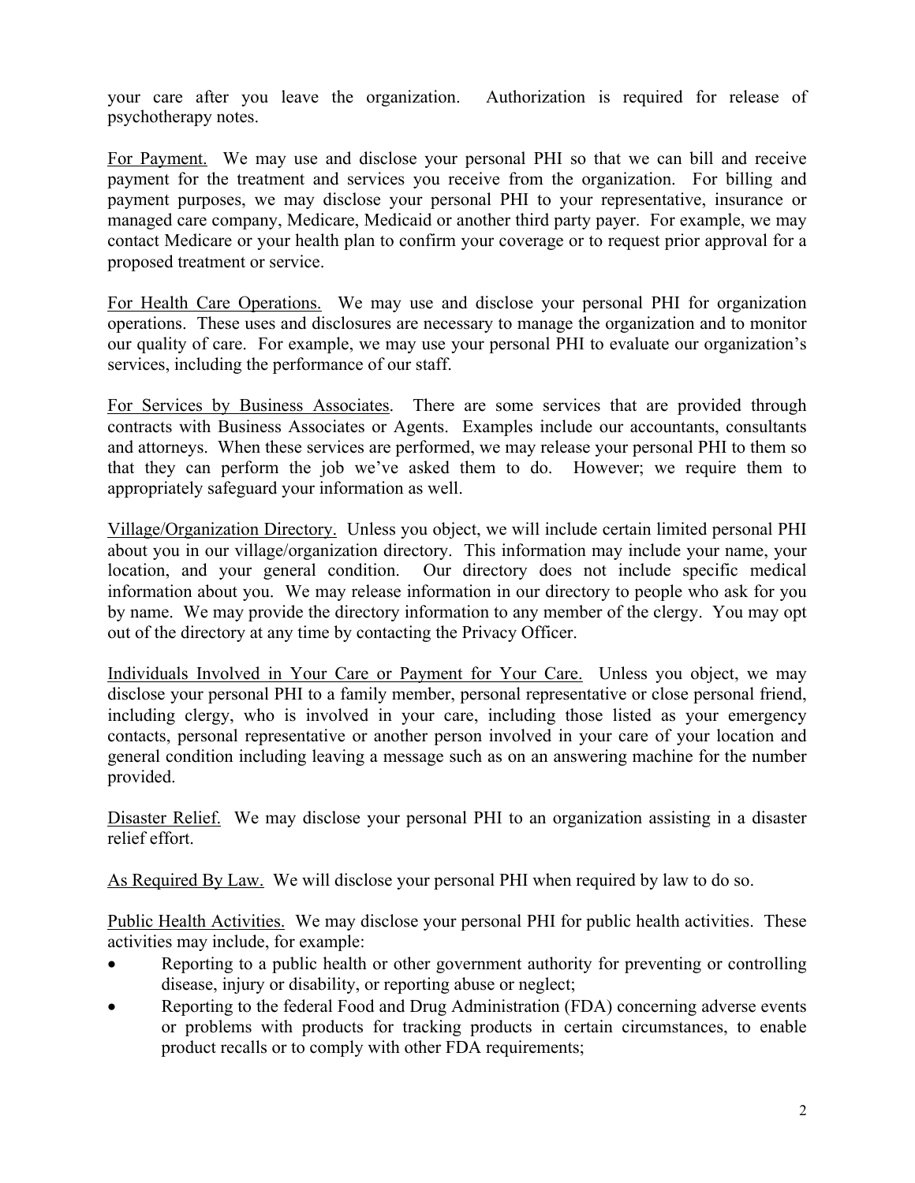your care after you leave the organization. Authorization is required for release of psychotherapy notes.

<u>For Payment.</u> We may use and disclose your personal PHI so that we can bill and receive payment for the treatment and services you receive from the organization. For billing and payment purposes, we may disclose your personal PHI to your representative, insurance or managed care company, Medicare, Medicaid or another third party payer. For example, we may contact Medicare or your health plan to confirm your coverage or to request prior approval for a proposed treatment or service.

<u>For Health Care Operations.</u> We may use and disclose your personal PHI for organization operations. These uses and disclosures are necessary to manage the organization and to monitor our quality of care. For example, we may use your personal PHI to evaluate our organization's services, including the performance of our staff.

<u>For Services by Business Associates</u>. There are some services that are provided through contracts with Business Associates or Agents. Examples include our accountants, consultants and attorneys. When these services are performed, we may release your personal PHI to them so that they can perform the job we've asked them to do. However; we require them to appropriately safeguard your information as well.

<u>Village/Organization Directory.</u> Unless you object, we will include certain limited personal PHI about you in our village/organization directory. This information may include your name, your location, and your general condition. Our directory does not include specific medical information about you. We may release information in our directory to people who ask for you by name. We may provide the directory information to any member of the clergy. You may opt out of the directory at any time by contacting the Privacy Officer.

<u>Individuals Involved in Your Care or Payment for Your Care.</u> Unless you object, we may disclose your personal PHI to a family member, personal representative or close personal friend, including clergy, who is involved in your care, including those listed as your emergency contacts, personal representative or another person involved in your care of your location and general condition including leaving a message such as on an answering machine for the number provided.

<u>Disaster Relief.</u> We may disclose your personal PHI to an organization assisting in a disaster relief effort.

<u>As Required By Law.</u> We will disclose your personal PHI when required by law to do so.

<u>Public Health Activities.</u> We may disclose your personal PHI for public health activities. These activities may include, for example:

- Reporting to a public health or other government authority for preventing or controlling disease, injury or disability, or reporting abuse or neglect;
- Reporting to the federal Food and Drug Administration (FDA) concerning adverse events or problems with products for tracking products in certain circumstances, to enable product recalls or to comply with other FDA requirements;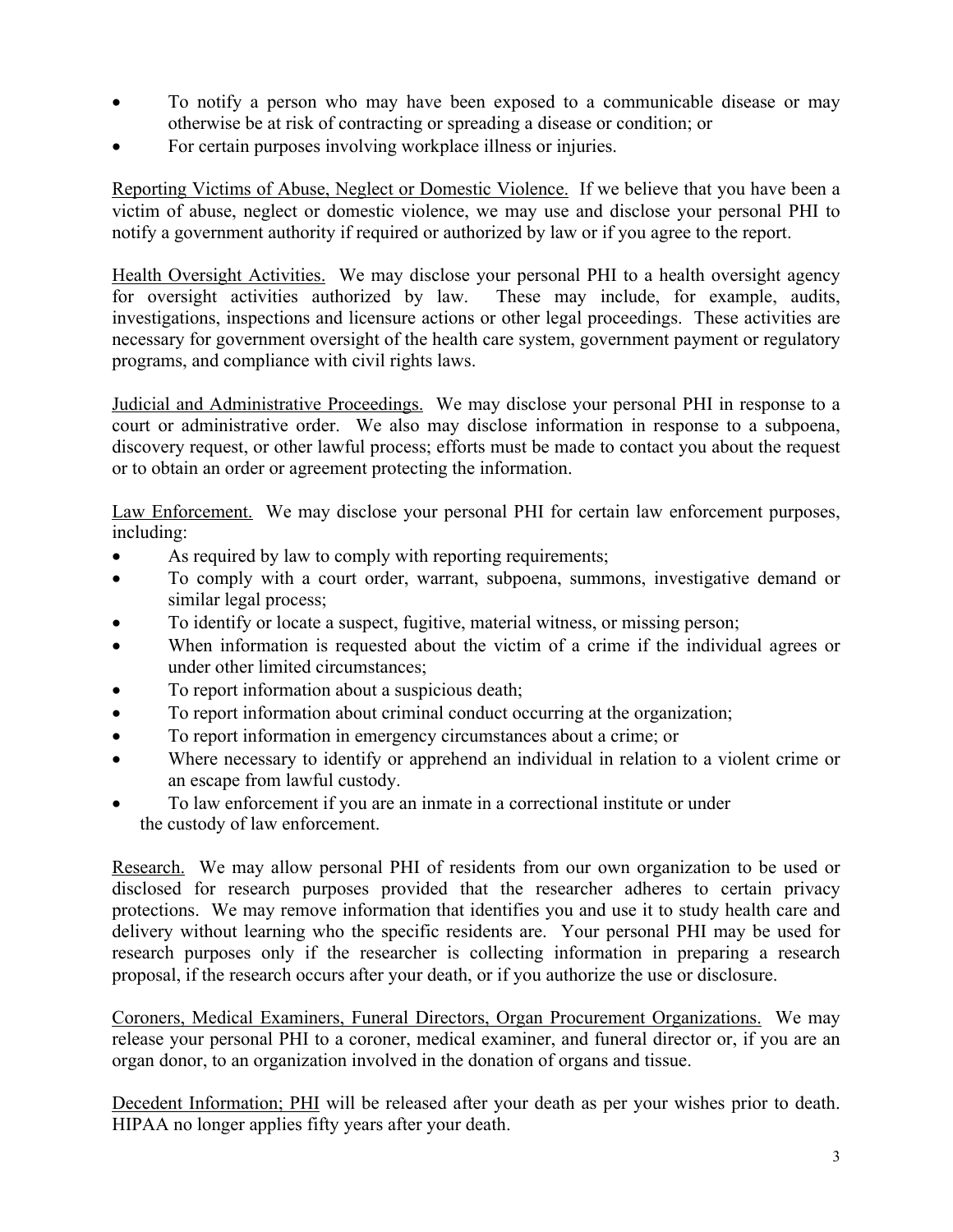- To notify a person who may have been exposed to a communicable disease or may otherwise be at risk of contracting or spreading a disease or condition; or
- For certain purposes involving workplace illness or injuries.

Reporting Victims of Abuse, Neglect or Domestic Violence. If we believe that you have been a victim of abuse, neglect or domestic violence, we may use and disclose your personal PHI to notify a government authority if required or authorized by law or if you agree to the report.

Health Oversight Activities. We may disclose your personal PHI to a health oversight agency for oversight activities authorized by law. These may include, for example, audits, investigations, inspections and licensure actions or other legal proceedings. These activities are necessary for government oversight of the health care system, government payment or regulatory programs, and compliance with civil rights laws.

Judicial and Administrative Proceedings. We may disclose your personal PHI in response to a court or administrative order. We also may disclose information in response to a subpoena, discovery request, or other lawful process; efforts must be made to contact you about the request or to obtain an order or agreement protecting the information.

Law Enforcement. We may disclose your personal PHI for certain law enforcement purposes, including:

- As required by law to comply with reporting requirements;
- To comply with a court order, warrant, subpoena, summons, investigative demand or similar legal process;
- To identify or locate a suspect, fugitive, material witness, or missing person;
- When information is requested about the victim of a crime if the individual agrees or under other limited circumstances;
- To report information about a suspicious death;
- To report information about criminal conduct occurring at the organization;
- To report information in emergency circumstances about a crime; or
- Where necessary to identify or apprehend an individual in relation to a violent crime or an escape from lawful custody.
- To law enforcement if you are an inmate in a correctional institute or under the custody of law enforcement.

Research. We may allow personal PHI of residents from our own organization to be used or disclosed for research purposes provided that the researcher adheres to certain privacy protections. We may remove information that identifies you and use it to study health care and delivery without learning who the specific residents are. Your personal PHI may be used for research purposes only if the researcher is collecting information in preparing a research proposal, if the research occurs after your death, or if you authorize the use or disclosure.

Coroners, Medical Examiners, Funeral Directors, Organ Procurement Organizations. We may release your personal PHI to a coroner, medical examiner, and funeral director or, if you are an organ donor, to an organization involved in the donation of organs and tissue.

Decedent Information; PHI will be released after your death as per your wishes prior to death. HIPAA no longer applies fifty years after your death.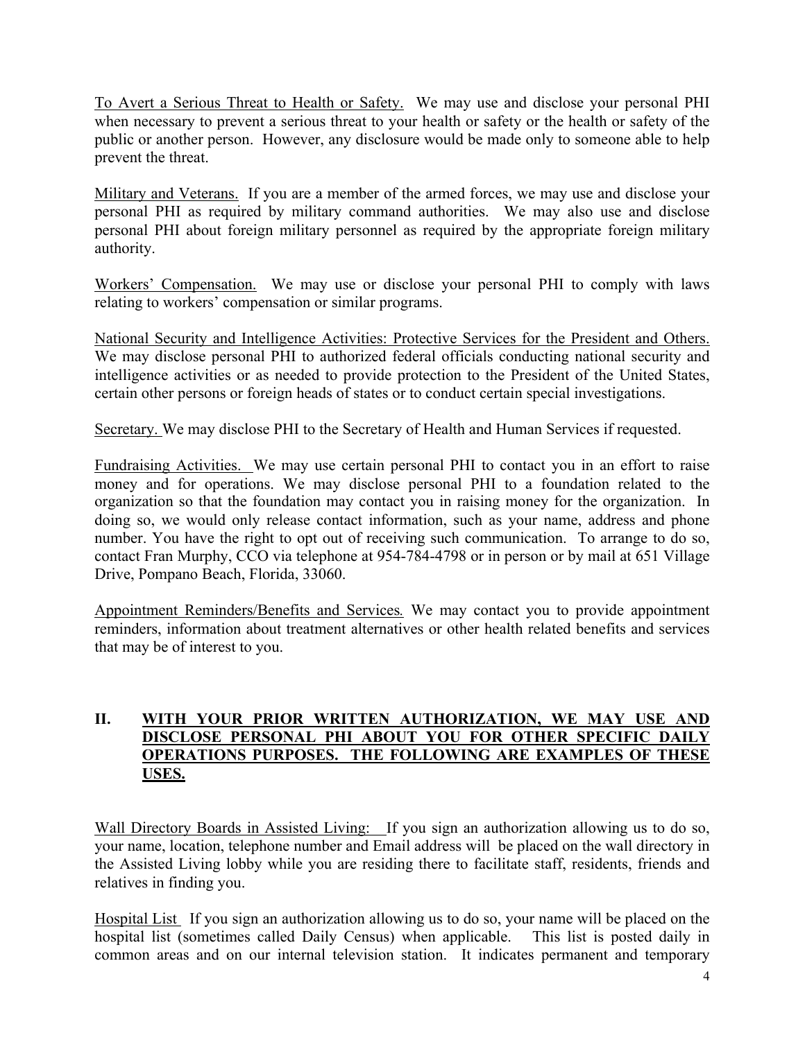To Avert a Serious Threat to Health or Safety. We may use and disclose your personal PHI when necessary to prevent a serious threat to your health or safety or the health or safety of the public or another person. However, any disclosure would be made only to someone able to help prevent the threat.

Military and Veterans. If you are a member of the armed forces, we may use and disclose your personal PHI as required by military command authorities. We may also use and disclose personal PHI about foreign military personnel as required by the appropriate foreign military authority.

Workers' Compensation. We may use or disclose your personal PHI to comply with laws relating to workers' compensation or similar programs.

National Security and Intelligence Activities: Protective Services for the President and Others. We may disclose personal PHI to authorized federal officials conducting national security and intelligence activities or as needed to provide protection to the President of the United States, certain other persons or foreign heads of states or to conduct certain special investigations.

Secretary. We may disclose PHI to the Secretary of Health and Human Services if requested.

Fundraising Activities. We may use certain personal PHI to contact you in an effort to raise money and for operations. We may disclose personal PHI to a foundation related to the organization so that the foundation may contact you in raising money for the organization. In doing so, we would only release contact information, such as your name, address and phone number. You have the right to opt out of receiving such communication. To arrange to do so, contact Fran Murphy, CCO via telephone at 954-784-4798 or in person or by mail at 651 Village Drive, Pompano Beach, Florida, 33060.

Appointment Reminders/Benefits and Services. We may contact you to provide appointment reminders, information about treatment alternatives or other health related benefits and services that may be of interest to you.

## II. WITH YOUR PRIOR WRITTEN AUTHORIZATION, WE MAY USE AND DISCLOSE PERSONAL PHI ABOUT YOU FOR OTHER SPECIFIC DAILY OPERATIONS PURPOSES. THE FOLLOWING ARE EXAMPLES OF THESE USES.

Wall Directory Boards in Assisted Living: If you sign an authorization allowing us to do so, your name, location, telephone number and Email address will be placed on the wall directory in the Assisted Living lobby while you are residing there to facilitate staff, residents, friends and relatives in finding you.

Hospital List If you sign an authorization allowing us to do so, your name will be placed on the hospital list (sometimes called Daily Census) when applicable. This list is posted daily in common areas and on our internal television station. It indicates permanent and temporary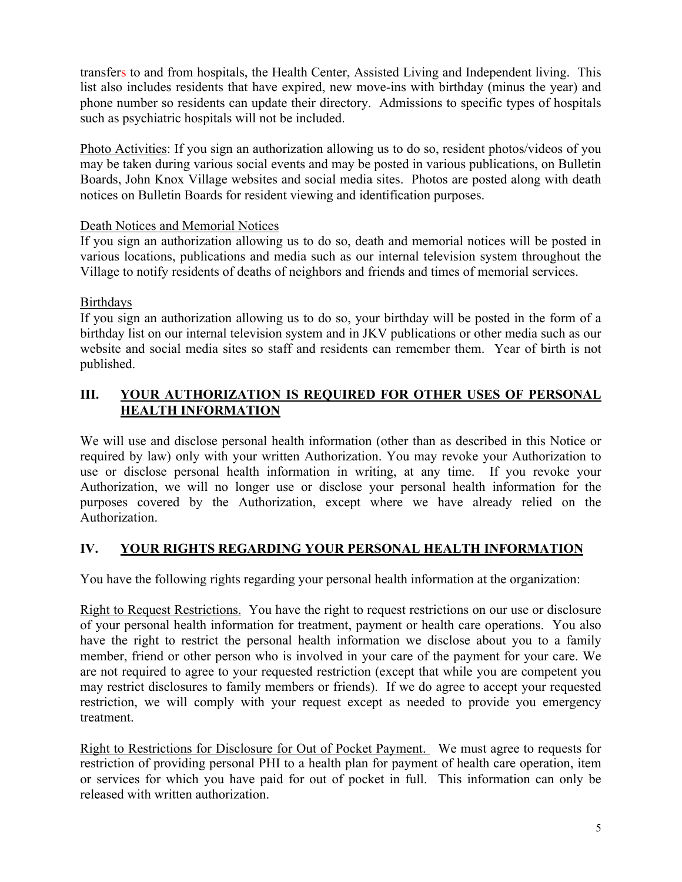transfers to and from hospitals, the Health Center, Assisted Living and Independent living. This list also includes residents that have expired, new move-ins with birthday (minus the year) and phone number so residents can update their directory. Admissions to specific types of hospitals such as psychiatric hospitals will not be included.

Photo Activities: If you sign an authorization allowing us to do so, resident photos/videos of you may be taken during various social events and may be posted in various publications, on Bulletin Boards, John Knox Village websites and social media sites. Photos are posted along with death notices on Bulletin Boards for resident viewing and identification purposes.

Death Notices and Memorial Notices

If you sign an authorization allowing us to do so, death and memorial notices will be posted in various locations, publications and media such as our internal television system throughout the Village to notify residents of deaths of neighbors and friends and times of memorial services.

Birthdays

If you sign an authorization allowing us to do so, your birthday will be posted in the form of a birthday list on our internal television system and in JKV publications or other media such as our website and social media sites so staff and residents can remember them. Year of birth is not published.

## III. YOUR AUTHORIZATION IS REQUIRED FOR OTHER USES OF PERSONAL HEALTH INFORMATION

We will use and disclose personal health information (other than as described in this Notice or required by law) only with your written Authorization. You may revoke your Authorization to use or disclose personal health information in writing, at any time. If you revoke your Authorization, we will no longer use or disclose your personal health information for the purposes covered by the Authorization, except where we have already relied on the Authorization.

## IV. YOUR RIGHTS REGARDING YOUR PERSONAL HEALTH INFORMATION

You have the following rights regarding your personal health information at the organization:

Right to Request Restrictions. You have the right to request restrictions on our use or disclosure of your personal health information for treatment, payment or health care operations. You also have the right to restrict the personal health information we disclose about you to a family member, friend or other person who is involved in your care of the payment for your care. We are not required to agree to your requested restriction (except that while you are competent you may restrict disclosures to family members or friends). If we do agree to accept your requested restriction, we will comply with your request except as needed to provide you emergency treatment.

Right to Restrictions for Disclosure for Out of Pocket Payment. We must agree to requests for restriction of providing personal PHI to a health plan for payment of health care operation, item or services for which you have paid for out of pocket in full. This information can only be released with written authorization.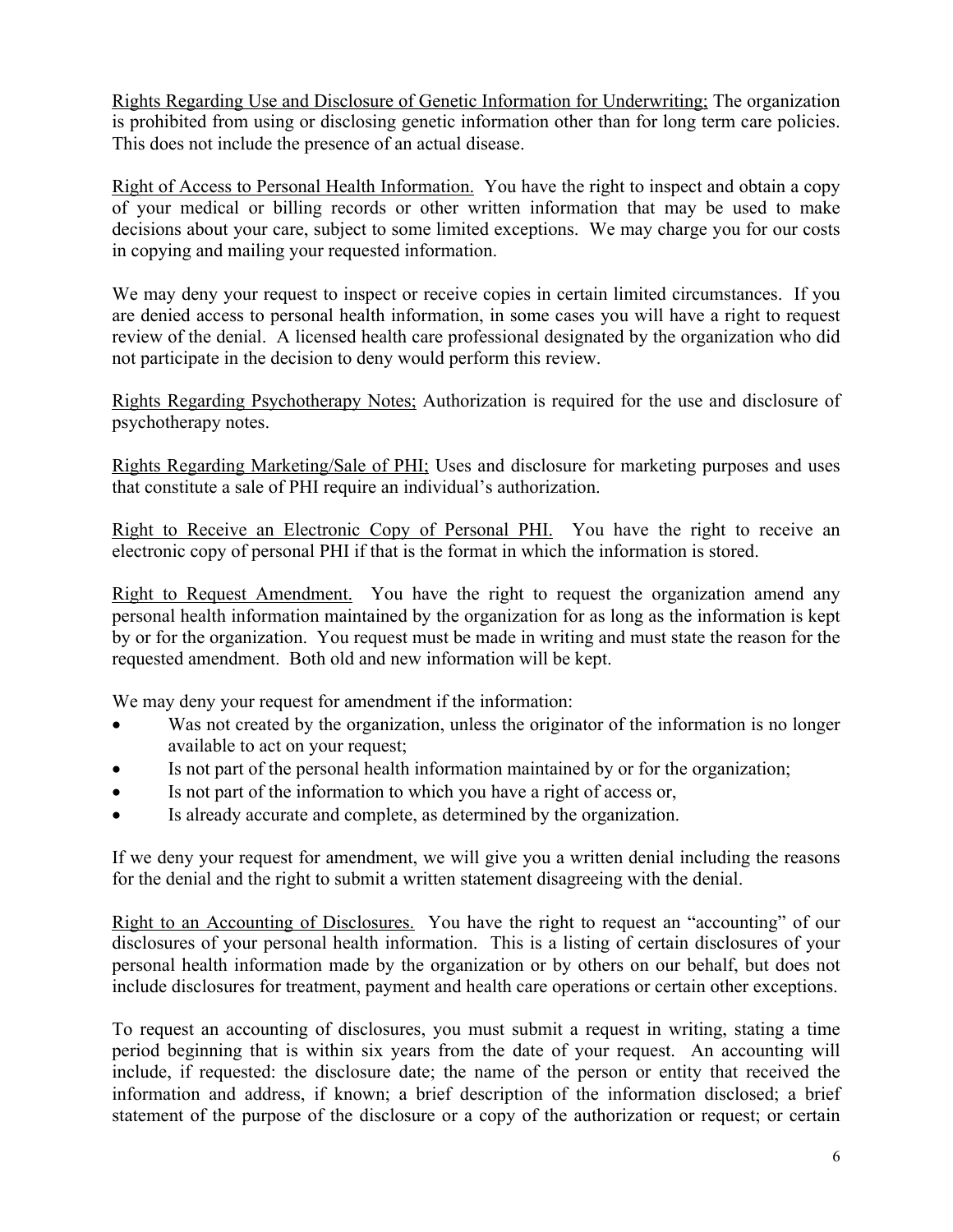Rights Regarding Use and Disclosure of Genetic Information for Underwriting; The organization is prohibited from using or disclosing genetic information other than for long term care policies. This does not include the presence of an actual disease.

Right of Access to Personal Health Information. You have the right to inspect and obtain a copy of your medical or billing records or other written information that may be used to make decisions about your care, subject to some limited exceptions. We may charge you for our costs in copying and mailing your requested information.

We may deny your request to inspect or receive copies in certain limited circumstances. If you are denied access to personal health information, in some cases you will have a right to request review of the denial. A licensed health care professional designated by the organization who did not participate in the decision to deny would perform this review.

Rights Regarding Psychotherapy Notes; Authorization is required for the use and disclosure of psychotherapy notes.

Rights Regarding Marketing/Sale of PHI; Uses and disclosure for marketing purposes and uses that constitute a sale of PHI require an individual's authorization.

Right to Receive an Electronic Copy of Personal PHI. You have the right to receive an electronic copy of personal PHI if that is the format in which the information is stored.

Right to Request Amendment. You have the right to request the organization amend any personal health information maintained by the organization for as long as the information is kept by or for the organization. You request must be made in writing and must state the reason for the requested amendment. Both old and new information will be kept.

We may deny your request for amendment if the information:

- Was not created by the organization, unless the originator of the information is no longer available to act on your request;
- Is not part of the personal health information maintained by or for the organization;
- Is not part of the information to which you have a right of access or,
- Is already accurate and complete, as determined by the organization.

If we deny your request for amendment, we will give you a written denial including the reasons for the denial and the right to submit a written statement disagreeing with the denial.

Right to an Accounting of Disclosures. You have the right to request an "accounting" of our disclosures of your personal health information. This is a listing of certain disclosures of your personal health information made by the organization or by others on our behalf, but does not include disclosures for treatment, payment and health care operations or certain other exceptions.

To request an accounting of disclosures, you must submit a request in writing, stating a time period beginning that is within six years from the date of your request. An accounting will include, if requested: the disclosure date; the name of the person or entity that received the information and address, if known; a brief description of the information disclosed; a brief statement of the purpose of the disclosure or a copy of the authorization or request; or certain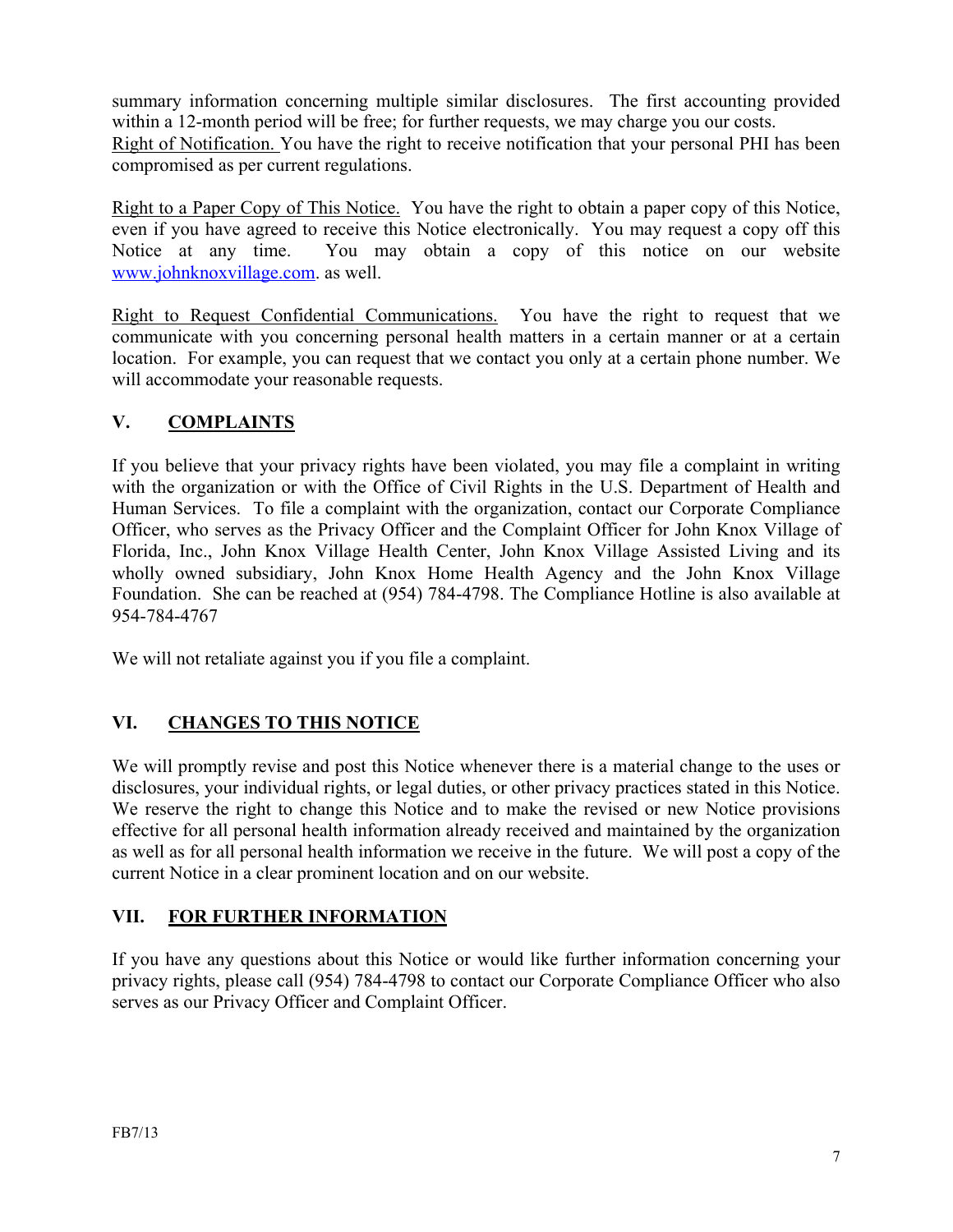summary information concerning multiple similar disclosures. The first accounting provided within a 12-month period will be free; for further requests, we may charge you our costs.
Right of Notification. You have the right to receive notification that your personal PHI has been compromised as per current regulations.

Right to a Paper Copy of This Notice. You have the right to obtain a paper copy of this Notice, even if you have agreed to receive this Notice electronically. You may request a copy off this Notice at any time. You may obtain a copy of this notice on our website www.johnknoxvillage.com. as well.

Right to Request Confidential Communications. You have the right to request that we communicate with you concerning personal health matters in a certain manner or at a certain location. For example, you can request that we contact you only at a certain phone number. We will accommodate your reasonable requests.

## V. COMPLAINTS

If you believe that your privacy rights have been violated, you may file a complaint in writing with the organization or with the Office of Civil Rights in the U.S. Department of Health and Human Services. To file a complaint with the organization, contact our Corporate Compliance Officer, who serves as the Privacy Officer and the Complaint Officer for John Knox Village of Florida, Inc., John Knox Village Health Center, John Knox Village Assisted Living and its wholly owned subsidiary, John Knox Home Health Agency and the John Knox Village Foundation. She can be reached at (954) 784-4798. The Compliance Hotline is also available at 954-784-4767

We will not retaliate against you if you file a complaint.

## VI. CHANGES TO THIS NOTICE

We will promptly revise and post this Notice whenever there is a material change to the uses or disclosures, your individual rights, or legal duties, or other privacy practices stated in this Notice. We reserve the right to change this Notice and to make the revised or new Notice provisions effective for all personal health information already received and maintained by the organization as well as for all personal health information we receive in the future. We will post a copy of the current Notice in a clear prominent location and on our website.

## VII. FOR FURTHER INFORMATION

If you have any questions about this Notice or would like further information concerning your privacy rights, please call (954) 784-4798 to contact our Corporate Compliance Officer who also serves as our Privacy Officer and Complaint Officer.

FB7/13